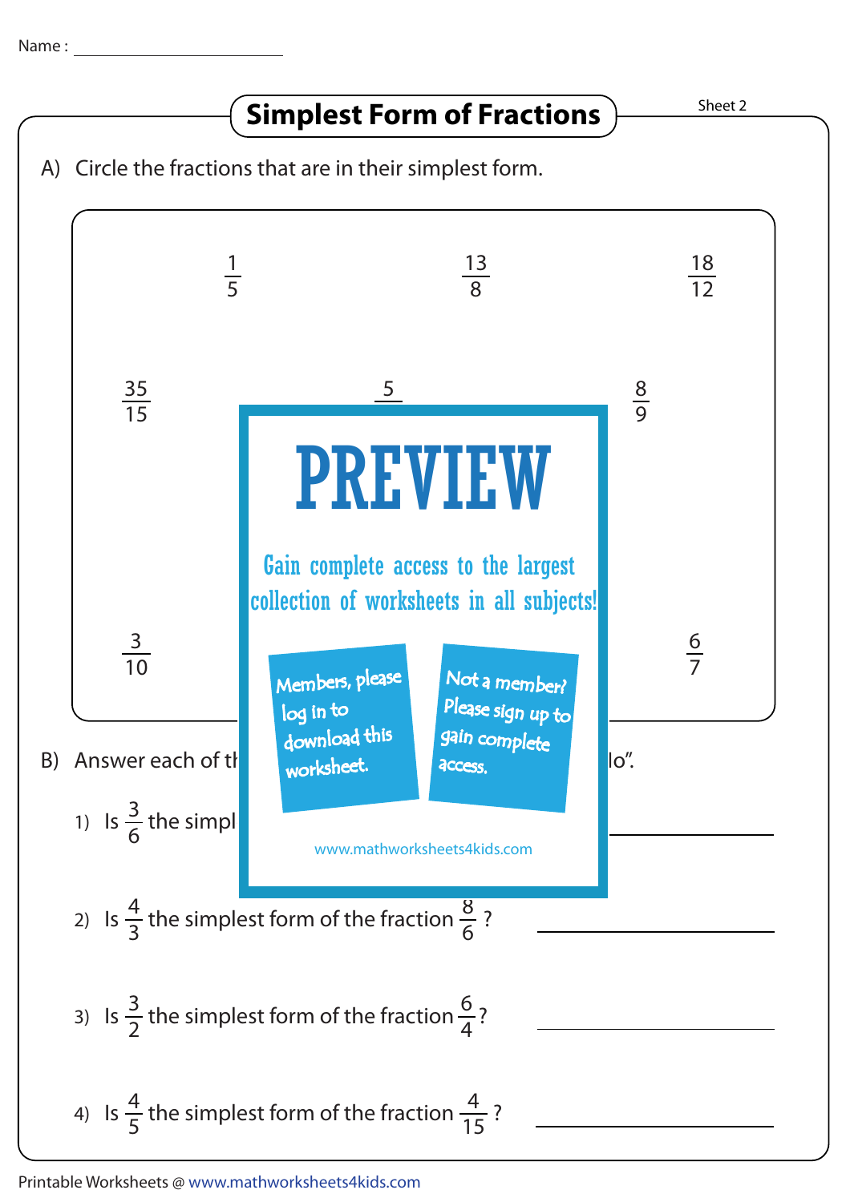Name : ______________________

# Simplest Form of Fractions

Sheet 2

A) Circle the fractions that are in their simplest form.

| | | |
|---|---|---|
| $\frac{1}{5}$ | $\frac{13}{8}$ | $\frac{18}{12}$ |
| $\frac{35}{15}$ | $\frac{5}{}$ | $\frac{8}{9}$ |
| $\frac{3}{10}$ | | $\frac{6}{7}$ |

PREVIEW

Gain complete access to the largest collection of worksheets in all subjects!

Members, please log in to download this worksheet.

Not a member? Please sign up to gain complete access.

www.mathworksheets4kids.com

B) Answer each of th ... lo".

1) Is $\frac{3}{6}$ the simpl ... ______________

2) Is $\frac{4}{3}$ the simplest form of the fraction $\frac{8}{6}$ ? ______________

3) Is $\frac{3}{2}$ the simplest form of the fraction $\frac{6}{4}$? ______________

4) Is $\frac{4}{5}$ the simplest form of the fraction $\frac{4}{15}$ ? ______________

Printable Worksheets @ www.mathworksheets4kids.com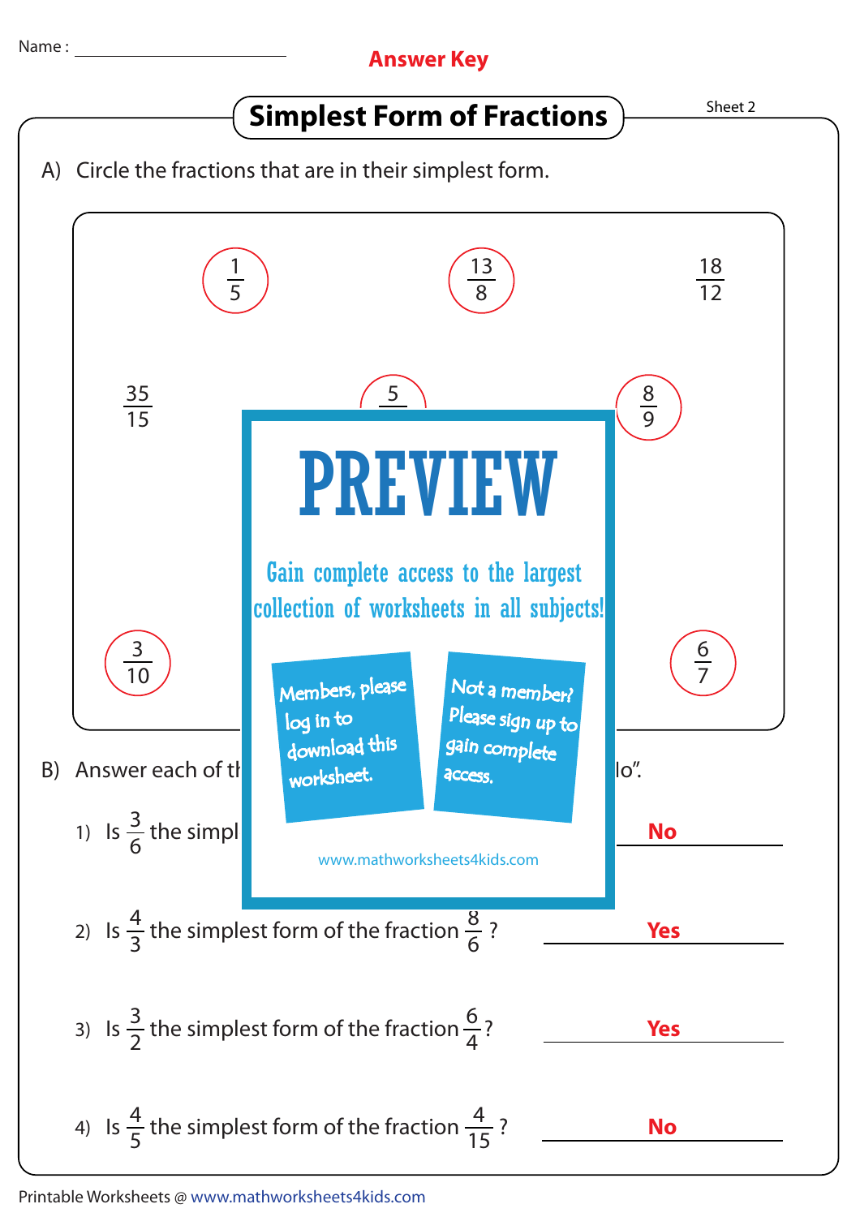Name : ____________________

**Answer Key**

# Simplest Form of Fractions

Sheet 2

A) Circle the fractions that are in their simplest form.

$\frac{1}{5}$ (circled) $\frac{13}{8}$ (circled) $\frac{18}{12}$

$\frac{35}{15}$ $\frac{5}{}$ (circled) $\frac{8}{9}$ (circled)

$\frac{3}{10}$ (circled) $\frac{6}{7}$ (circled)

PREVIEW

Gain complete access to the largest collection of worksheets in all subjects!

Members, please log in to download this worksheet.

Not a member? Please sign up to gain complete access.

www.mathworksheets4kids.com

B) Answer each of th ... lo".

1) Is $\frac{3}{6}$ the simpl ... **No**

2) Is $\frac{4}{3}$ the simplest form of the fraction $\frac{8}{6}$ ? **Yes**

3) Is $\frac{3}{2}$ the simplest form of the fraction $\frac{6}{4}$ ? **Yes**

4) Is $\frac{4}{5}$ the simplest form of the fraction $\frac{4}{15}$ ? **No**

Printable Worksheets @ www.mathworksheets4kids.com